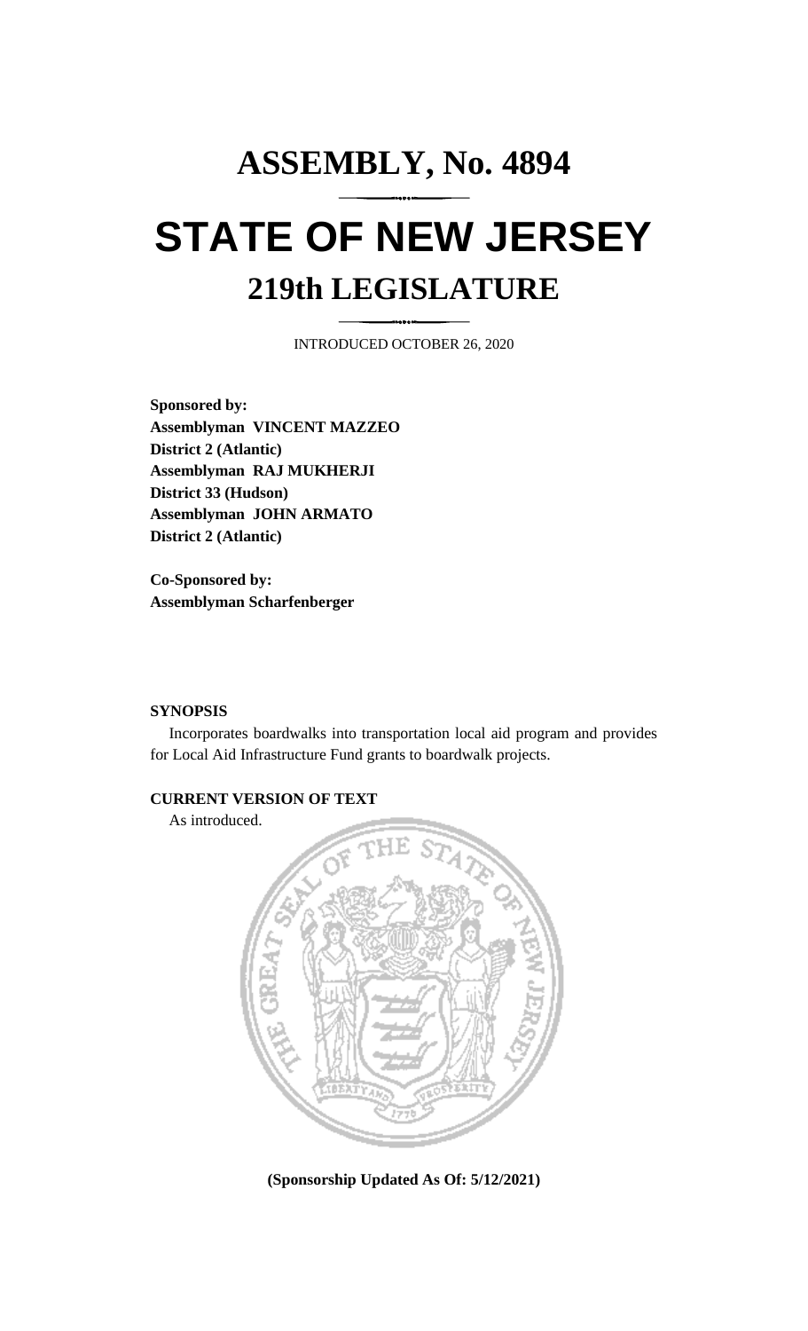# ASSEMBLY, No. 4894

# STATE OF NEW JERSEY

## 219th LEGISLATURE

INTRODUCED OCTOBER 26, 2020

**Sponsored by:**
**Assemblyman VINCENT MAZZEO**
**District 2 (Atlantic)**
**Assemblyman RAJ MUKHERJI**
**District 33 (Hudson)**
**Assemblyman JOHN ARMATO**
**District 2 (Atlantic)**

**Co-Sponsored by:**
**Assemblyman Scharfenberger**

**SYNOPSIS**

Incorporates boardwalks into transportation local aid program and provides for Local Aid Infrastructure Fund grants to boardwalk projects.

**CURRENT VERSION OF TEXT**

As introduced.

**(Sponsorship Updated As Of: 5/12/2021)**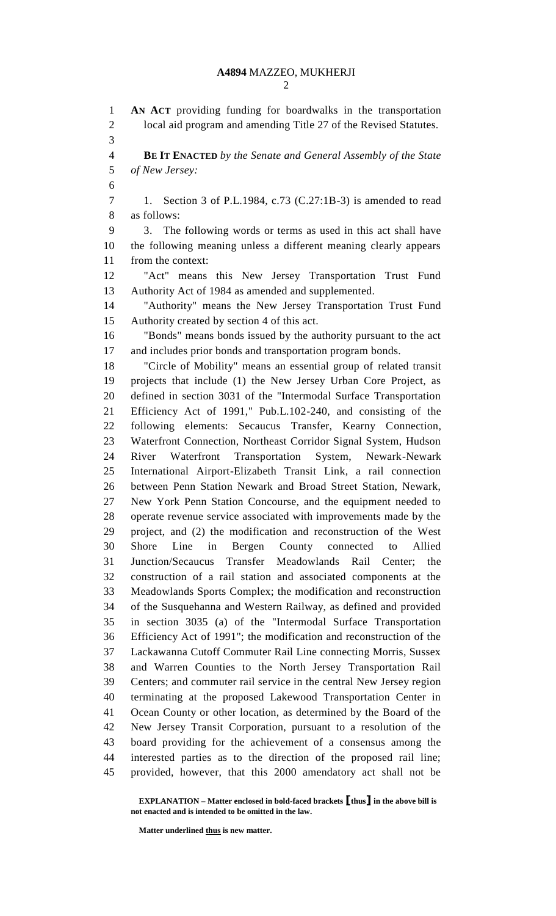**AN ACT** providing funding for boardwalks in the transportation local aid program and amending Title 27 of the Revised Statutes.

**BE IT ENACTED** *by the Senate and General Assembly of the State of New Jersey:*

1. Section 3 of P.L.1984, c.73 (C.27:1B-3) is amended to read as follows:

3. The following words or terms as used in this act shall have the following meaning unless a different meaning clearly appears from the context:

"Act" means this New Jersey Transportation Trust Fund Authority Act of 1984 as amended and supplemented.

"Authority" means the New Jersey Transportation Trust Fund Authority created by section 4 of this act.

"Bonds" means bonds issued by the authority pursuant to the act and includes prior bonds and transportation program bonds.

"Circle of Mobility" means an essential group of related transit projects that include (1) the New Jersey Urban Core Project, as defined in section 3031 of the "Intermodal Surface Transportation Efficiency Act of 1991," Pub.L.102-240, and consisting of the following elements: Secaucus Transfer, Kearny Connection, Waterfront Connection, Northeast Corridor Signal System, Hudson River Waterfront Transportation System, Newark-Newark International Airport-Elizabeth Transit Link, a rail connection between Penn Station Newark and Broad Street Station, Newark, New York Penn Station Concourse, and the equipment needed to operate revenue service associated with improvements made by the project, and (2) the modification and reconstruction of the West Shore Line in Bergen County connected to Allied Junction/Secaucus Transfer Meadowlands Rail Center; the construction of a rail station and associated components at the Meadowlands Sports Complex; the modification and reconstruction of the Susquehanna and Western Railway, as defined and provided in section 3035 (a) of the "Intermodal Surface Transportation Efficiency Act of 1991"; the modification and reconstruction of the Lackawanna Cutoff Commuter Rail Line connecting Morris, Sussex and Warren Counties to the North Jersey Transportation Rail Centers; and commuter rail service in the central New Jersey region terminating at the proposed Lakewood Transportation Center in Ocean County or other location, as determined by the Board of the New Jersey Transit Corporation, pursuant to a resolution of the board providing for the achievement of a consensus among the interested parties as to the direction of the proposed rail line; provided, however, that this 2000 amendatory act shall not be

**EXPLANATION – Matter enclosed in bold-faced brackets [thus] in the above bill is not enacted and is intended to be omitted in the law.**

**Matter underlined thus is new matter.**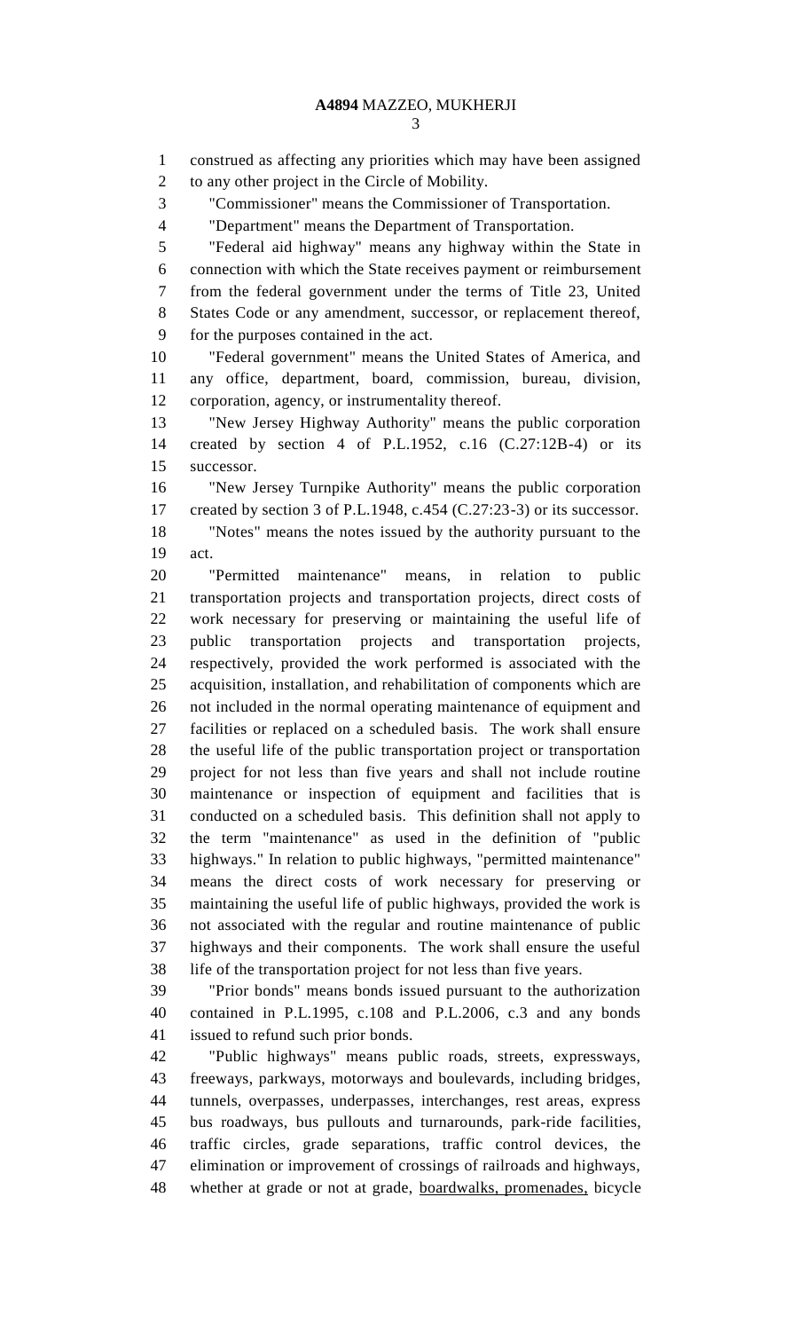construed as affecting any priorities which may have been assigned to any other project in the Circle of Mobility.

"Commissioner" means the Commissioner of Transportation.

"Department" means the Department of Transportation.

"Federal aid highway" means any highway within the State in connection with which the State receives payment or reimbursement from the federal government under the terms of Title 23, United States Code or any amendment, successor, or replacement thereof, for the purposes contained in the act.

"Federal government" means the United States of America, and any office, department, board, commission, bureau, division, corporation, agency, or instrumentality thereof.

"New Jersey Highway Authority" means the public corporation created by section 4 of P.L.1952, c.16 (C.27:12B-4) or its successor.

"New Jersey Turnpike Authority" means the public corporation created by section 3 of P.L.1948, c.454 (C.27:23-3) or its successor.

"Notes" means the notes issued by the authority pursuant to the act.

"Permitted maintenance" means, in relation to public transportation projects and transportation projects, direct costs of work necessary for preserving or maintaining the useful life of public transportation projects and transportation projects, respectively, provided the work performed is associated with the acquisition, installation, and rehabilitation of components which are not included in the normal operating maintenance of equipment and facilities or replaced on a scheduled basis. The work shall ensure the useful life of the public transportation project or transportation project for not less than five years and shall not include routine maintenance or inspection of equipment and facilities that is conducted on a scheduled basis. This definition shall not apply to the term "maintenance" as used in the definition of "public highways." In relation to public highways, "permitted maintenance" means the direct costs of work necessary for preserving or maintaining the useful life of public highways, provided the work is not associated with the regular and routine maintenance of public highways and their components. The work shall ensure the useful life of the transportation project for not less than five years.

"Prior bonds" means bonds issued pursuant to the authorization contained in P.L.1995, c.108 and P.L.2006, c.3 and any bonds issued to refund such prior bonds.

"Public highways" means public roads, streets, expressways, freeways, parkways, motorways and boulevards, including bridges, tunnels, overpasses, underpasses, interchanges, rest areas, express bus roadways, bus pullouts and turnarounds, park-ride facilities, traffic circles, grade separations, traffic control devices, the elimination or improvement of crossings of railroads and highways, whether at grade or not at grade, boardwalks, promenades, bicycle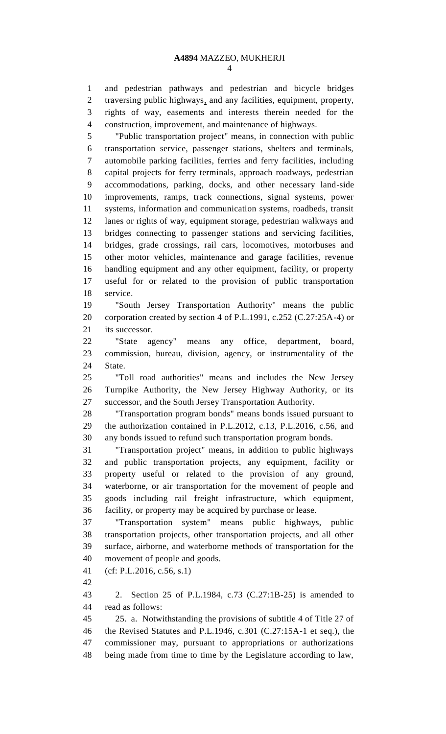and pedestrian pathways and pedestrian and bicycle bridges traversing public highways, and any facilities, equipment, property, rights of way, easements and interests therein needed for the construction, improvement, and maintenance of highways.

"Public transportation project" means, in connection with public transportation service, passenger stations, shelters and terminals, automobile parking facilities, ferries and ferry facilities, including capital projects for ferry terminals, approach roadways, pedestrian accommodations, parking, docks, and other necessary land-side improvements, ramps, track connections, signal systems, power systems, information and communication systems, roadbeds, transit lanes or rights of way, equipment storage, pedestrian walkways and bridges connecting to passenger stations and servicing facilities, bridges, grade crossings, rail cars, locomotives, motorbuses and other motor vehicles, maintenance and garage facilities, revenue handling equipment and any other equipment, facility, or property useful for or related to the provision of public transportation service.

"South Jersey Transportation Authority" means the public corporation created by section 4 of P.L.1991, c.252 (C.27:25A-4) or its successor.

"State agency" means any office, department, board, commission, bureau, division, agency, or instrumentality of the State.

"Toll road authorities" means and includes the New Jersey Turnpike Authority, the New Jersey Highway Authority, or its successor, and the South Jersey Transportation Authority.

"Transportation program bonds" means bonds issued pursuant to the authorization contained in P.L.2012, c.13, P.L.2016, c.56, and any bonds issued to refund such transportation program bonds.

"Transportation project" means, in addition to public highways and public transportation projects, any equipment, facility or property useful or related to the provision of any ground, waterborne, or air transportation for the movement of people and goods including rail freight infrastructure, which equipment, facility, or property may be acquired by purchase or lease.

"Transportation system" means public highways, public transportation projects, other transportation projects, and all other surface, airborne, and waterborne methods of transportation for the movement of people and goods.

(cf: P.L.2016, c.56, s.1)

2. Section 25 of P.L.1984, c.73 (C.27:1B-25) is amended to read as follows:

25. a. Notwithstanding the provisions of subtitle 4 of Title 27 of the Revised Statutes and P.L.1946, c.301 (C.27:15A-1 et seq.), the commissioner may, pursuant to appropriations or authorizations being made from time to time by the Legislature according to law,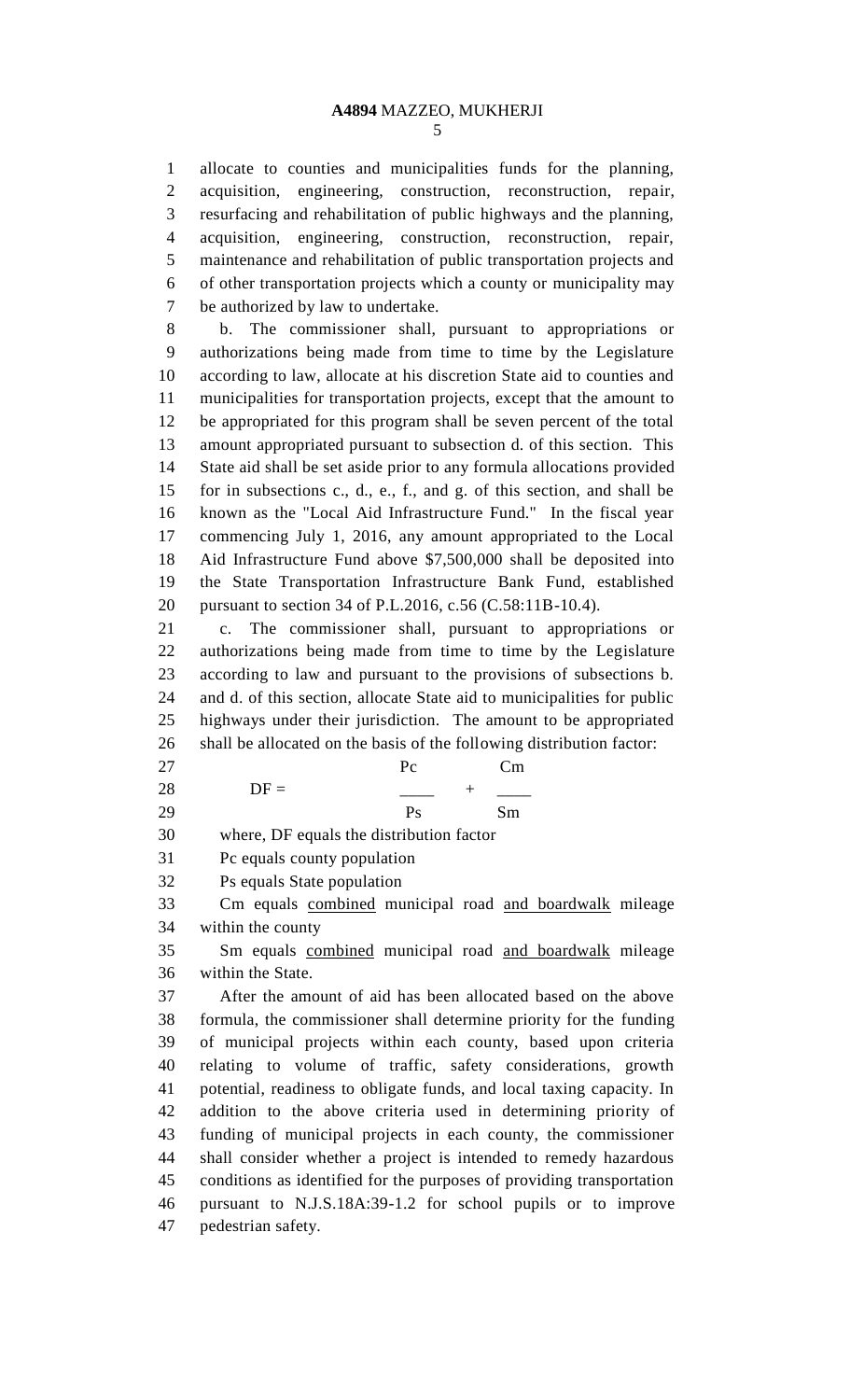allocate to counties and municipalities funds for the planning, acquisition, engineering, construction, reconstruction, repair, resurfacing and rehabilitation of public highways and the planning, acquisition, engineering, construction, reconstruction, repair, maintenance and rehabilitation of public transportation projects and of other transportation projects which a county or municipality may be authorized by law to undertake.

b. The commissioner shall, pursuant to appropriations or authorizations being made from time to time by the Legislature according to law, allocate at his discretion State aid to counties and municipalities for transportation projects, except that the amount to be appropriated for this program shall be seven percent of the total amount appropriated pursuant to subsection d. of this section. This State aid shall be set aside prior to any formula allocations provided for in subsections c., d., e., f., and g. of this section, and shall be known as the "Local Aid Infrastructure Fund." In the fiscal year commencing July 1, 2016, any amount appropriated to the Local Aid Infrastructure Fund above $7,500,000 shall be deposited into the State Transportation Infrastructure Bank Fund, established pursuant to section 34 of P.L.2016, c.56 (C.58:11B-10.4).

c. The commissioner shall, pursuant to appropriations or authorizations being made from time to time by the Legislature according to law and pursuant to the provisions of subsections b. and d. of this section, allocate State aid to municipalities for public highways under their jurisdiction. The amount to be appropriated shall be allocated on the basis of the following distribution factor:

$$DF = \frac{Pc}{Ps} + \frac{Cm}{Sm}$$

where, DF equals the distribution factor

Pc equals county population

Ps equals State population

Cm equals combined municipal road and boardwalk mileage within the county

Sm equals combined municipal road and boardwalk mileage within the State.

After the amount of aid has been allocated based on the above formula, the commissioner shall determine priority for the funding of municipal projects within each county, based upon criteria relating to volume of traffic, safety considerations, growth potential, readiness to obligate funds, and local taxing capacity. In addition to the above criteria used in determining priority of funding of municipal projects in each county, the commissioner shall consider whether a project is intended to remedy hazardous conditions as identified for the purposes of providing transportation pursuant to N.J.S.18A:39-1.2 for school pupils or to improve pedestrian safety.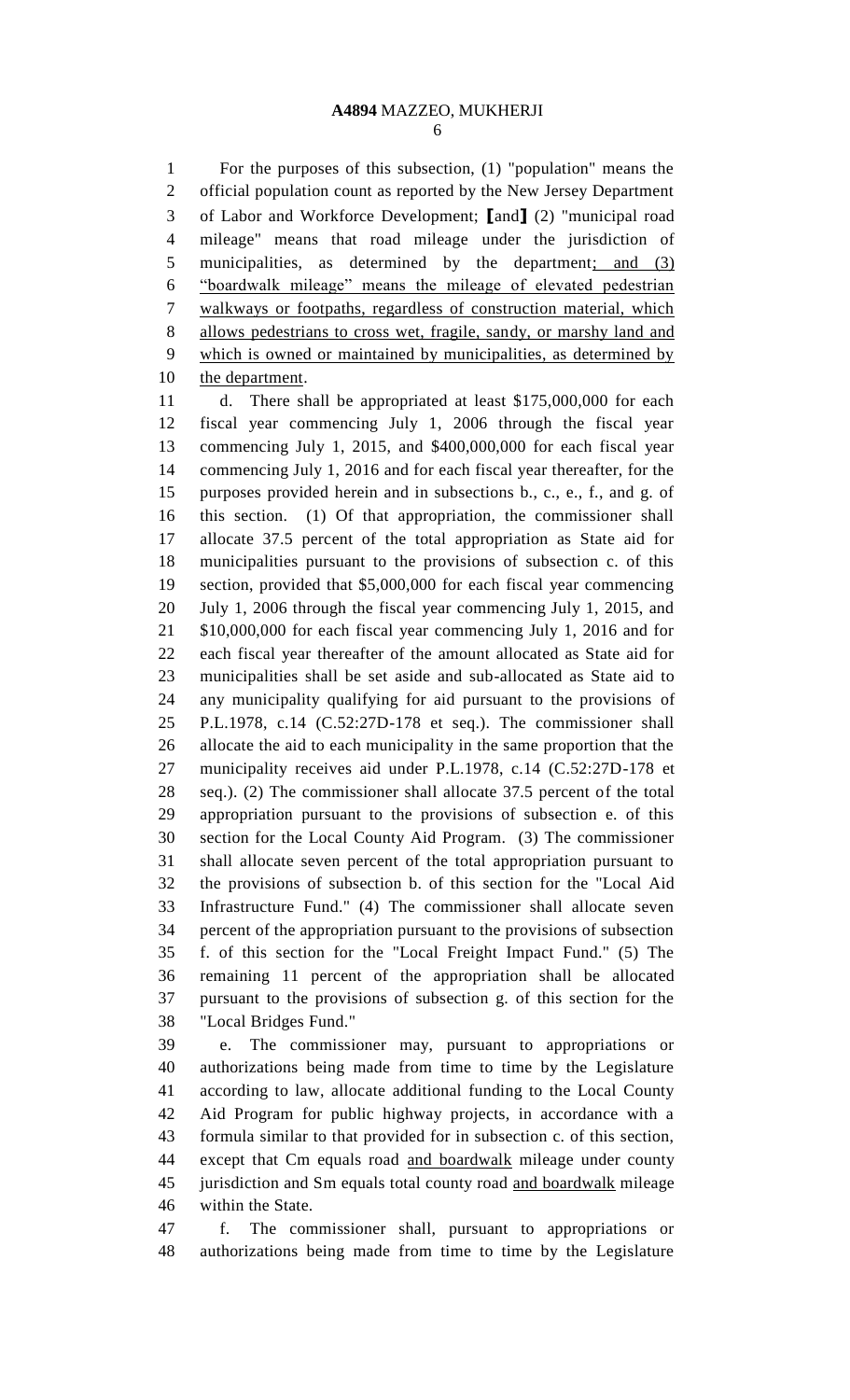For the purposes of this subsection, (1) "population" means the official population count as reported by the New Jersey Department of Labor and Workforce Development; [and] (2) "municipal road mileage" means that road mileage under the jurisdiction of municipalities, as determined by the department; and (3) "boardwalk mileage" means the mileage of elevated pedestrian walkways or footpaths, regardless of construction material, which allows pedestrians to cross wet, fragile, sandy, or marshy land and which is owned or maintained by municipalities, as determined by the department.

d. There shall be appropriated at least $175,000,000 for each fiscal year commencing July 1, 2006 through the fiscal year commencing July 1, 2015, and $400,000,000 for each fiscal year commencing July 1, 2016 and for each fiscal year thereafter, for the purposes provided herein and in subsections b., c., e., f., and g. of this section. (1) Of that appropriation, the commissioner shall allocate 37.5 percent of the total appropriation as State aid for municipalities pursuant to the provisions of subsection c. of this section, provided that $5,000,000 for each fiscal year commencing July 1, 2006 through the fiscal year commencing July 1, 2015, and $10,000,000 for each fiscal year commencing July 1, 2016 and for each fiscal year thereafter of the amount allocated as State aid for municipalities shall be set aside and sub-allocated as State aid to any municipality qualifying for aid pursuant to the provisions of P.L.1978, c.14 (C.52:27D-178 et seq.). The commissioner shall allocate the aid to each municipality in the same proportion that the municipality receives aid under P.L.1978, c.14 (C.52:27D-178 et seq.). (2) The commissioner shall allocate 37.5 percent of the total appropriation pursuant to the provisions of subsection e. of this section for the Local County Aid Program. (3) The commissioner shall allocate seven percent of the total appropriation pursuant to the provisions of subsection b. of this section for the "Local Aid Infrastructure Fund." (4) The commissioner shall allocate seven percent of the appropriation pursuant to the provisions of subsection f. of this section for the "Local Freight Impact Fund." (5) The remaining 11 percent of the appropriation shall be allocated pursuant to the provisions of subsection g. of this section for the "Local Bridges Fund."

e. The commissioner may, pursuant to appropriations or authorizations being made from time to time by the Legislature according to law, allocate additional funding to the Local County Aid Program for public highway projects, in accordance with a formula similar to that provided for in subsection c. of this section, except that Cm equals road and boardwalk mileage under county jurisdiction and Sm equals total county road and boardwalk mileage within the State.

f. The commissioner shall, pursuant to appropriations or authorizations being made from time to time by the Legislature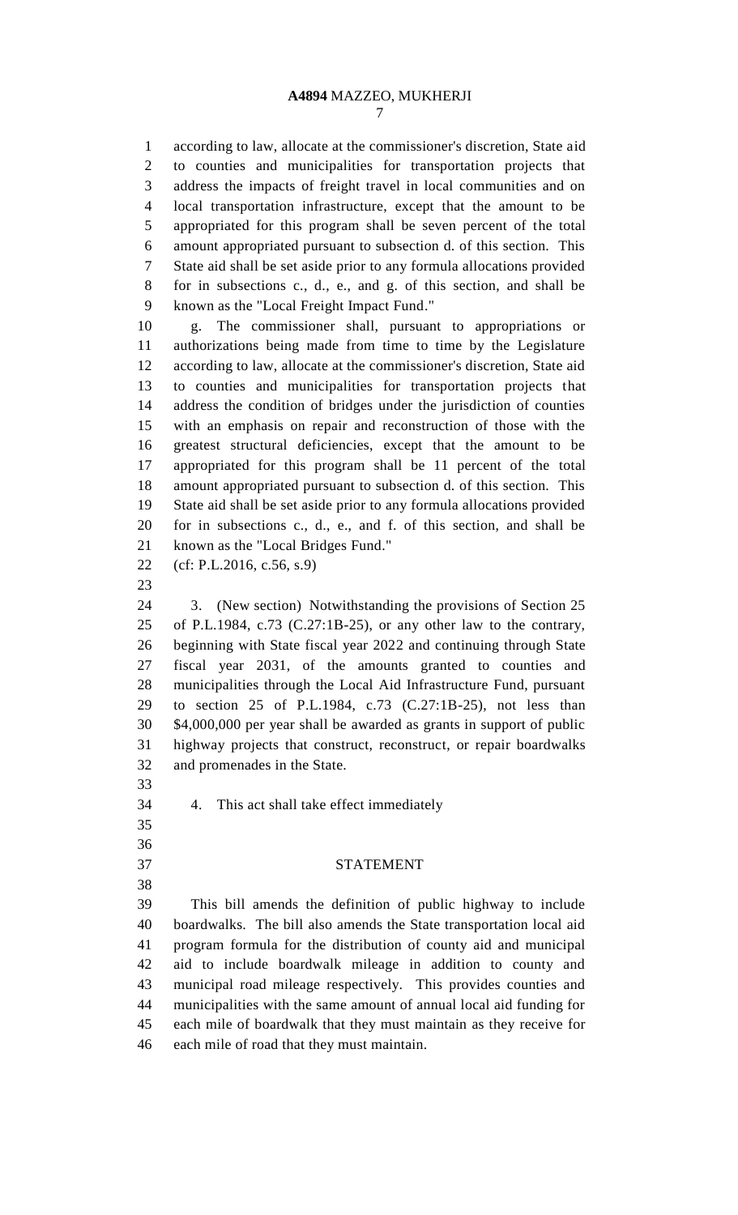according to law, allocate at the commissioner's discretion, State aid to counties and municipalities for transportation projects that address the impacts of freight travel in local communities and on local transportation infrastructure, except that the amount to be appropriated for this program shall be seven percent of the total amount appropriated pursuant to subsection d. of this section. This State aid shall be set aside prior to any formula allocations provided for in subsections c., d., e., and g. of this section, and shall be known as the "Local Freight Impact Fund."

g. The commissioner shall, pursuant to appropriations or authorizations being made from time to time by the Legislature according to law, allocate at the commissioner's discretion, State aid to counties and municipalities for transportation projects that address the condition of bridges under the jurisdiction of counties with an emphasis on repair and reconstruction of those with the greatest structural deficiencies, except that the amount to be appropriated for this program shall be 11 percent of the total amount appropriated pursuant to subsection d. of this section. This State aid shall be set aside prior to any formula allocations provided for in subsections c., d., e., and f. of this section, and shall be known as the "Local Bridges Fund."

(cf: P.L.2016, c.56, s.9)

3. (New section) Notwithstanding the provisions of Section 25 of P.L.1984, c.73 (C.27:1B-25), or any other law to the contrary, beginning with State fiscal year 2022 and continuing through State fiscal year 2031, of the amounts granted to counties and municipalities through the Local Aid Infrastructure Fund, pursuant to section 25 of P.L.1984, c.73 (C.27:1B-25), not less than $4,000,000 per year shall be awarded as grants in support of public highway projects that construct, reconstruct, or repair boardwalks and promenades in the State.

4. This act shall take effect immediately

## STATEMENT

This bill amends the definition of public highway to include boardwalks. The bill also amends the State transportation local aid program formula for the distribution of county aid and municipal aid to include boardwalk mileage in addition to county and municipal road mileage respectively. This provides counties and municipalities with the same amount of annual local aid funding for each mile of boardwalk that they must maintain as they receive for each mile of road that they must maintain.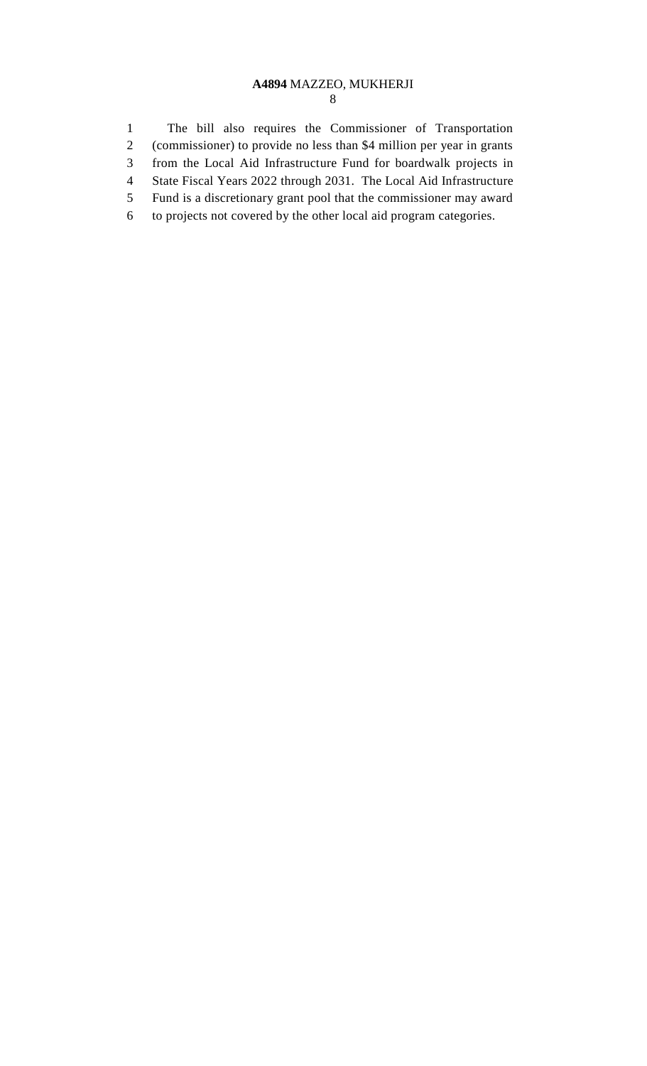The bill also requires the Commissioner of Transportation (commissioner) to provide no less than $4 million per year in grants from the Local Aid Infrastructure Fund for boardwalk projects in State Fiscal Years 2022 through 2031. The Local Aid Infrastructure Fund is a discretionary grant pool that the commissioner may award to projects not covered by the other local aid program categories.